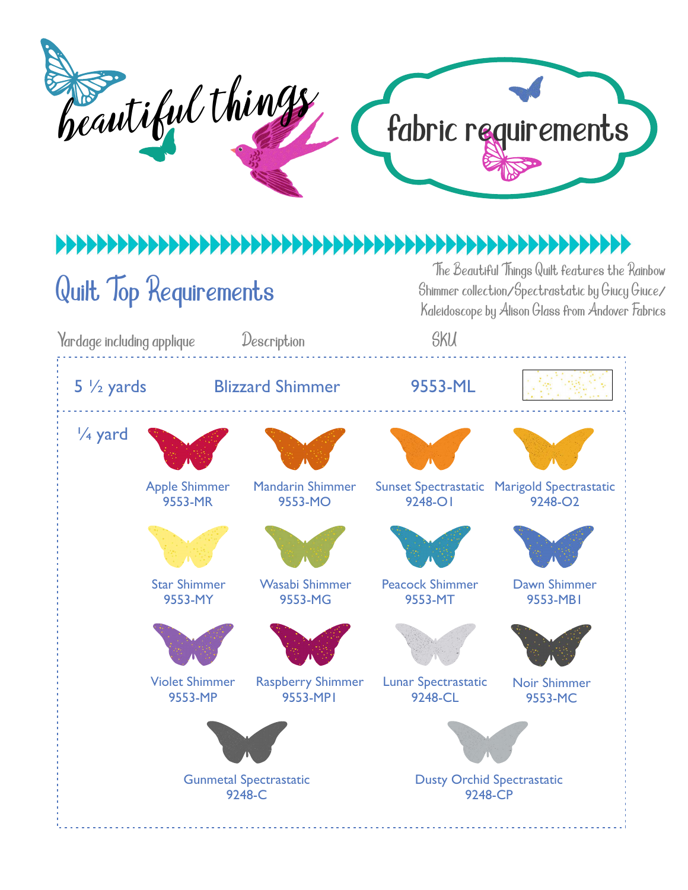# beautiful things

## fabric requirements

## Quilt Top Requirements

The Beautiful Things Quilt features the Rainbow Shimmer collection/Spectrastatic by Giucy Giuce/ Kaleidoscope by Alison Glass from Andover Fabrics

| Yardage including applique | Description | SKU |
|---|---|---|
| 5 ½ yards | Blizzard Shimmer | 9553-ML |
| ¼ yard | Apple Shimmer | 9553-MR |
| | Mandarin Shimmer | 9553-MO |
| | Sunset Spectrastatic | 9248-O1 |
| | Marigold Spectrastatic | 9248-O2 |
| | Star Shimmer | 9553-MY |
| | Wasabi Shimmer | 9553-MG |
| | Peacock Shimmer | 9553-MT |
| | Dawn Shimmer | 9553-MB1 |
| | Violet Shimmer | 9553-MP |
| | Raspberry Shimmer | 9553-MP1 |
| | Lunar Spectrastatic | 9248-CL |
| | Noir Shimmer | 9553-MC |
| | Gunmetal Spectrastatic | 9248-C |
| | Dusty Orchid Spectrastatic | 9248-CP |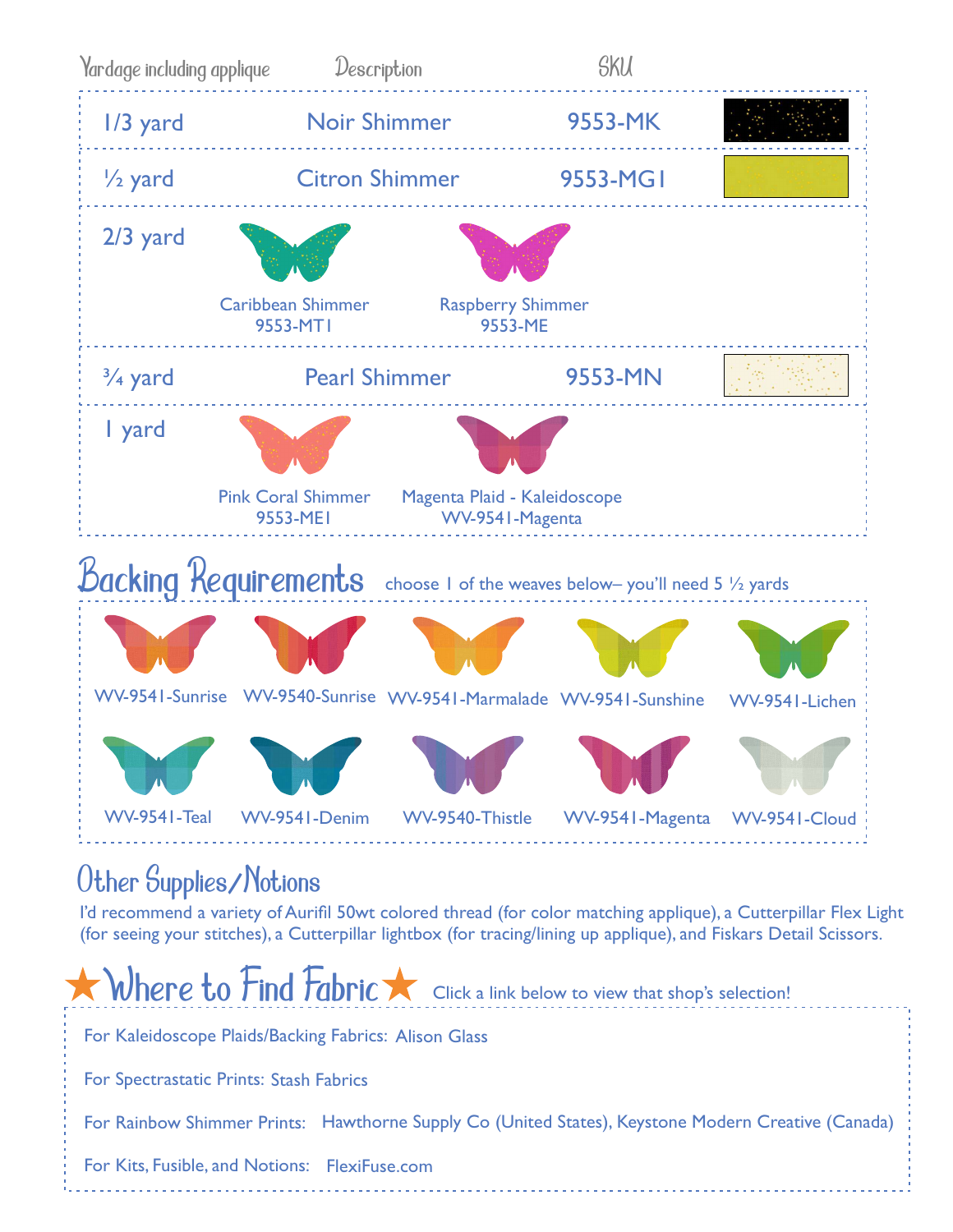| Yardage including applique | Description | SKU |
|---|---|---|
| 1/3 yard | Noir Shimmer | 9553-MK |
| ½ yard | Citron Shimmer | 9553-MG1 |
| 2/3 yard | Caribbean Shimmer | 9553-MT1 |
| | Raspberry Shimmer | 9553-ME |
| ¾ yard | Pearl Shimmer | 9553-MN |
| 1 yard | Pink Coral Shimmer | 9553-ME1 |
| | Magenta Plaid - Kaleidoscope | WV-9541-Magenta |

## Backing Requirements

choose 1 of the weaves below– you'll need 5 ½ yards

WV-9541-Sunrise, WV-9540-Sunrise, WV-9541-Marmalade, WV-9541-Sunshine, WV-9541-Lichen

WV-9541-Teal, WV-9541-Denim, WV-9540-Thistle, WV-9541-Magenta, WV-9541-Cloud

## Other Supplies/Notions

I'd recommend a variety of Aurifil 50wt colored thread (for color matching applique), a Cutterpillar Flex Light (for seeing your stitches), a Cutterpillar lightbox (for tracing/lining up applique), and Fiskars Detail Scissors.

## ★Where to Find Fabric★

Click a link below to view that shop's selection!

For Kaleidoscope Plaids/Backing Fabrics: Alison Glass

For Spectrastatic Prints: Stash Fabrics

For Rainbow Shimmer Prints: Hawthorne Supply Co (United States), Keystone Modern Creative (Canada)

For Kits, Fusible, and Notions: FlexiFuse.com